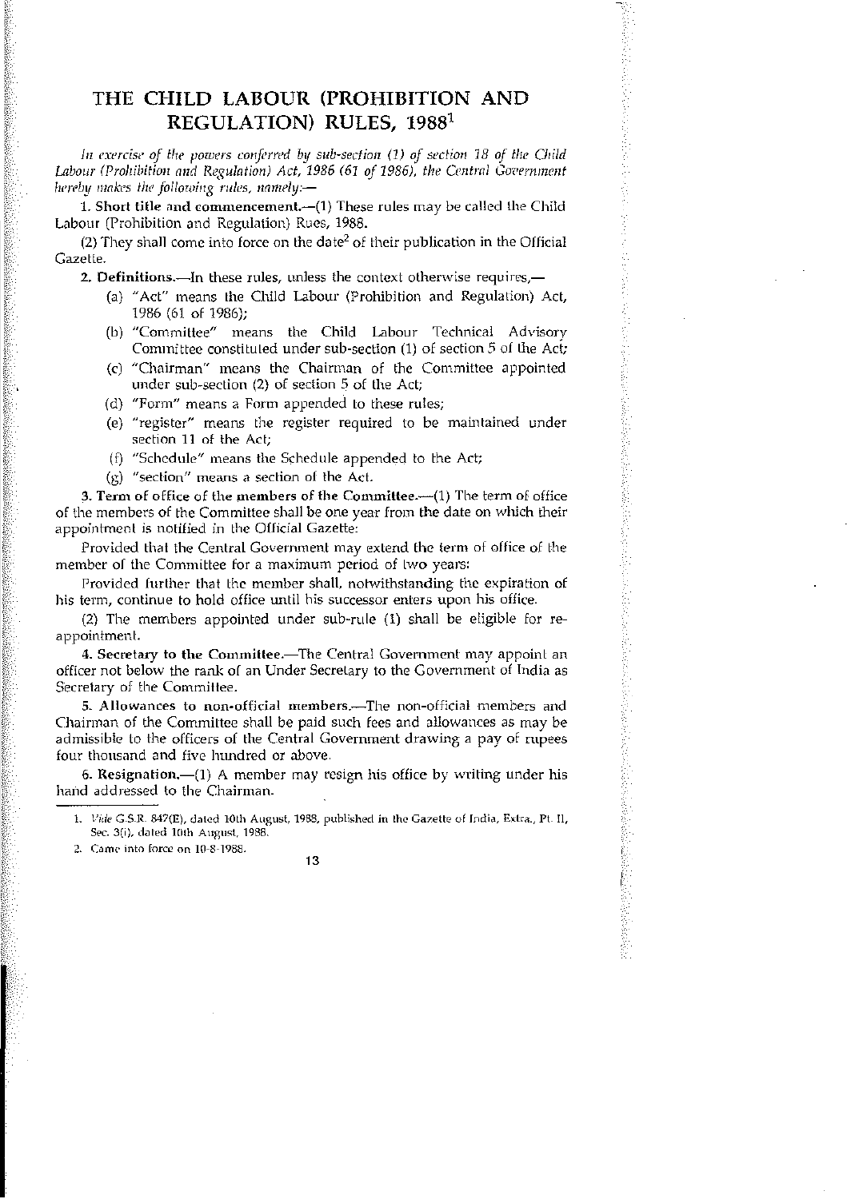# THE CHILD LABOUR (PROHIBITION AND REGULATION) RULES, 1988[1]

*In exercise of the powers conferred by sub-section (1) of section 18 of the Child Labour (Prohibition and Regulation) Act, 1986 (61 of 1986), the Central Government hereby makes the following rules, namely:—*

**1. Short title and commencement.**—(1) These rules may be called the Child Labour (Prohibition and Regulation) Rues, 1988.

(2) They shall come into force on the date[2] of their publication in the Official Gazette.

**2. Definitions.**—In these rules, unless the context otherwise requires,—

(a) "Act" means the Child Labour (Prohibition and Regulation) Act, 1986 (61 of 1986);

(b) "Committee" means the Child Labour Technical Advisory Committee constituted under sub-section (1) of section 5 of the Act;

(c) "Chairman" means the Chairman of the Committee appointed under sub-section (2) of section 5 of the Act;

(d) "Form" means a Form appended to these rules;

(e) "register" means the register required to be maintained under section 11 of the Act;

(f) "Schedule" means the Schedule appended to the Act;

(g) "section" means a section of the Act.

**3. Term of office of the members of the Committee.**—(1) The term of office of the members of the Committee shall be one year from the date on which their appointment is notified in the Official Gazette:

Provided that the Central Government may extend the term of office of the member of the Committee for a maximum period of two years:

Provided further that the member shall, notwithstanding the expiration of his term, continue to hold office until his successor enters upon his office.

(2) The members appointed under sub-rule (1) shall be eligible for re-appointment.

**4. Secretary to the Committee.**—The Central Government may appoint an officer not below the rank of an Under Secretary to the Government of India as Secretary of the Committee.

**5. Allowances to non-official members.**—The non-official members and Chairman of the Committee shall be paid such fees and allowances as may be admissible to the officers of the Central Government drawing a pay of rupees four thousand and five hundred or above.

**6. Resignation.**—(1) A member may resign his office by writing under his hand addressed to the Chairman.

---

1. *Vide* G.S.R. 847(E), dated 10th August, 1988, published in the Gazette of India, Extra., Pt. II, Sec. 3(i), dated 10th August, 1988.

2. Came into force on 10-8-1988.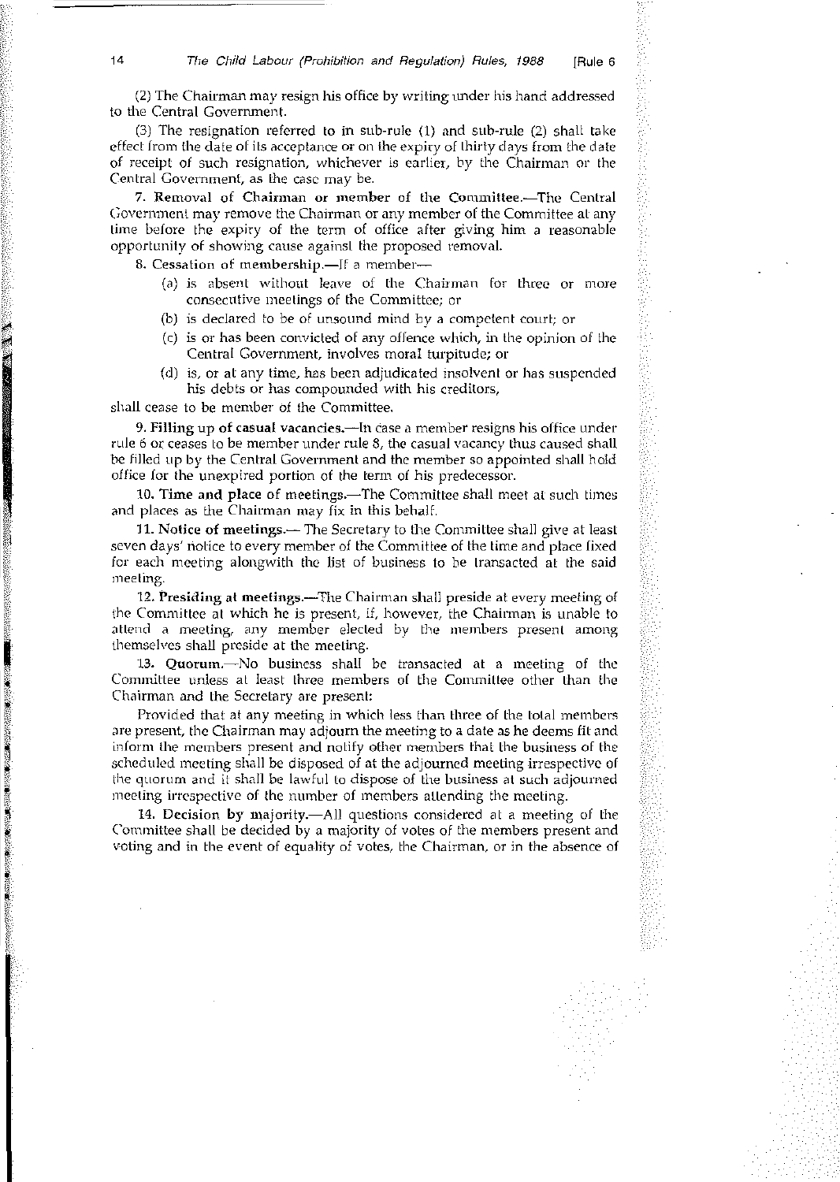(2) The Chairman may resign his office by writing under his hand addressed to the Central Government.

(3) The resignation referred to in sub-rule (1) and sub-rule (2) shall take effect from the date of its acceptance or on the expiry of thirty days from the date of receipt of such resignation, whichever is earlier, by the Chairman or the Central Government, as the case may be.

**7. Removal of Chairman or member of the Committee.**—The Central Government may remove the Chairman or any member of the Committee at any time before the expiry of the term of office after giving him a reasonable opportunity of showing cause against the proposed removal.

**8. Cessation of membership.**—If a member—

(a) is absent without leave of the Chairman for three or more consecutive meetings of the Committee; or

(b) is declared to be of unsound mind by a competent court; or

(c) is or has been convicted of any offence which, in the opinion of the Central Government, involves moral turpitude; or

(d) is, or at any time, has been adjudicated insolvent or has suspended his debts or has compounded with his creditors,

shall cease to be member of the Committee.

**9. Filling up of casual vacancies.**—In case a member resigns his office under rule 6 or ceases to be member under rule 8, the casual vacancy thus caused shall be filled up by the Central Government and the member so appointed shall hold office for the unexpired portion of the term of his predecessor.

**10. Time and place of meetings.**—The Committee shall meet at such times and places as the Chairman may fix in this behalf.

**11. Notice of meetings.**— The Secretary to the Committee shall give at least seven days' notice to every member of the Committee of the time and place fixed for each meeting alongwith the list of business to be transacted at the said meeting.

**12. Presiding at meetings.**—The Chairman shall preside at every meeting of the Committee at which he is present, if, however, the Chairman is unable to attend a meeting, any member elected by the members present among themselves shall preside at the meeting.

**13. Quorum.**—No business shall be transacted at a meeting of the Committee unless at least three members of the Committee other than the Chairman and the Secretary are present:

Provided that at any meeting in which less than three of the total members are present, the Chairman may adjourn the meeting to a date as he deems fit and inform the members present and notify other members that the business of the scheduled meeting shall be disposed of at the adjourned meeting irrespective of the quorum and it shall be lawful to dispose of the business at such adjourned meeting irrespective of the number of members attending the meeting.

**14. Decision by majority.**—All questions considered at a meeting of the Committee shall be decided by a majority of votes of the members present and voting and in the event of equality of votes, the Chairman, or in the absence of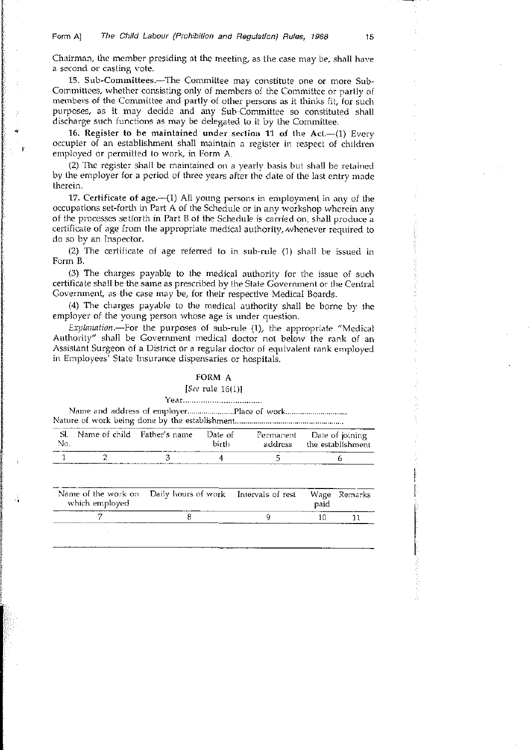Chairman, the member presiding at the meeting, as the case may be, shall have a second or casting vote.

**15. Sub-Committees.**—The Committee may constitute one or more Sub-Committees, whether consisting only of members of the Committee or partly of members of the Committee and partly of other persons as it thinks fit, for such purposes, as it may decide and any Sub-Committee so constituted shall discharge such functions as may be delegated to it by the Committee.

**16. Register to be maintained under section 11 of the Act.**—(1) Every occupier of an establishment shall maintain a register in respect of children employed or permitted to work, in Form A.

(2) The register shall be maintained on a yearly basis but shall be retained by the employer for a period of three years after the date of the last entry made therein.

**17. Certificate of age.**—(1) All young persons in employment in any of the occupations set-forth in Part A of the Schedule or in any workshop wherein any of the processes setforth in Part B of the Schedule is carried on, shall produce a certificate of age from the appropriate medical authority, whenever required to do so by an Inspector.

(2) The certificate of age referred to in sub-rule (1) shall be issued in Form B.

(3) The charges payable to the medical authority for the issue of such certificate shall be the same as prescribed by the State Government or the Central Government, as the case may be, for their respective Medical Boards.

(4) The charges payable to the medical authority shall be borne by the employer of the young person whose age is under question.

*Explanation.*—For the purposes of sub-rule (1), the appropriate "Medical Authority" shall be Government medical doctor not below the rank of an Assistant Surgeon of a District or a regular doctor of equivalent rank employed in Employees' State Insurance dispensaries or hospitals.

## FORM A

[*See* rule 16(1)]

Year..................................

Name and address of employer......................Place of work.............................

Nature of work being done by the establishment..................................................

| Sl. No. | Name of child | Father's name | Date of birth | Permanent address | Date of joining the establishment |
|---|---|---|---|---|---|
| 1 | 2 | 3 | 4 | 5 | 6 |

| Name of the work on which employed | Daily hours of work | Intervals of rest | Wage paid | Remarks |
|---|---|---|---|---|
| 7 | 8 | 9 | 10 | 11 |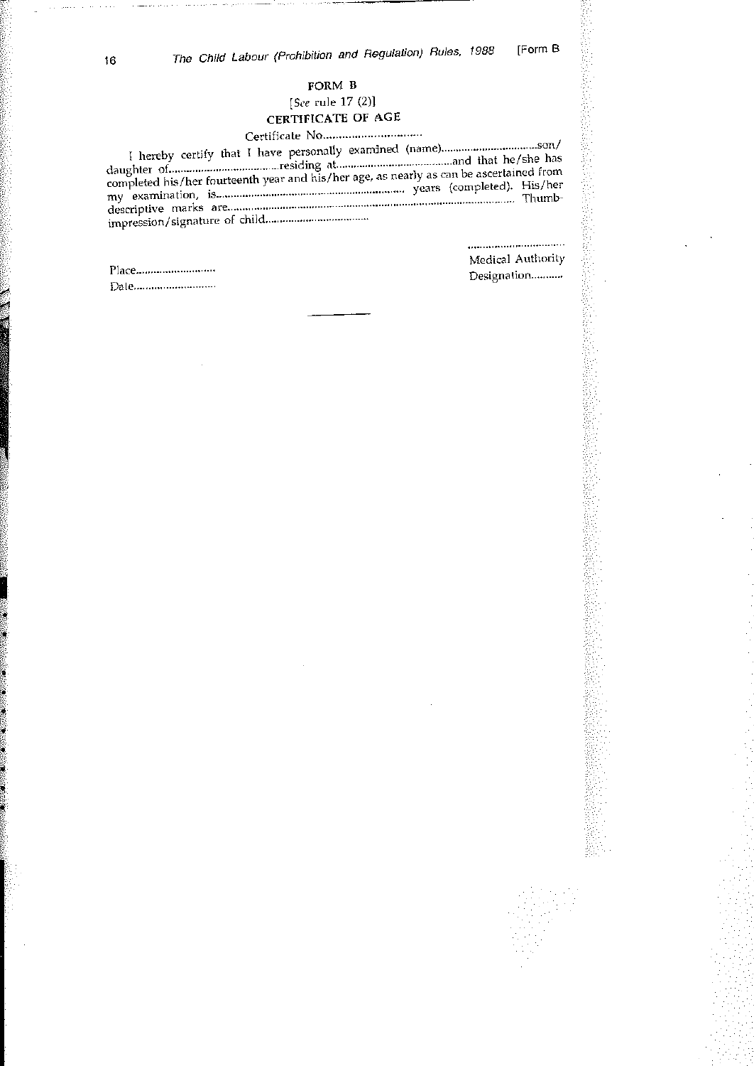# FORM B

[*See* rule 17 (2)]

## CERTIFICATE OF AGE

Certificate No...............................

I hereby certify that I have personally examined (name)................................son/ daughter of..................................residing at......................................and that he/she has completed his/her fourteenth year and his/her age, as nearly as can be ascertained from my examination, is........................................................ years (completed). His/her descriptive marks are.......................................................................................... Thumb-impression/signature of child...................................

................................

Medical Authority

Designation...........

Place...........................

Date............................